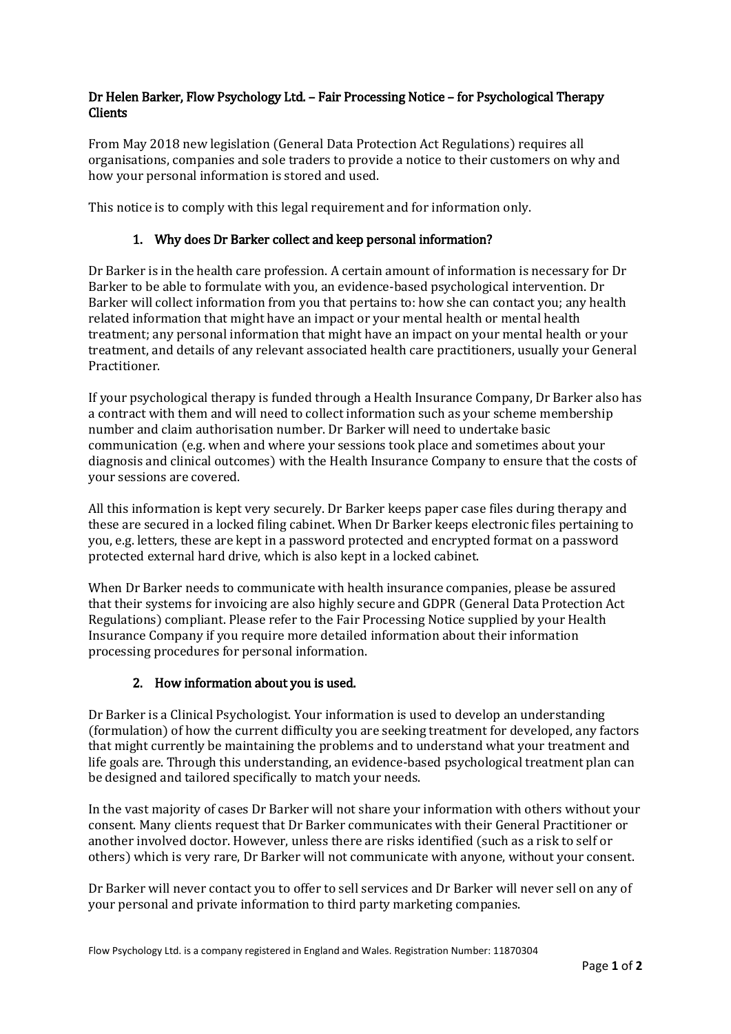## Dr Helen Barker, Flow Psychology Ltd. – Fair Processing Notice – for Psychological Therapy Clients

From May 2018 new legislation (General Data Protection Act Regulations) requires all organisations, companies and sole traders to provide a notice to their customers on why and how your personal information is stored and used.

This notice is to comply with this legal requirement and for information only.

### 1. Why does Dr Barker collect and keep personal information?

Dr Barker is in the health care profession. A certain amount of information is necessary for Dr Barker to be able to formulate with you, an evidence-based psychological intervention. Dr Barker will collect information from you that pertains to: how she can contact you; any health related information that might have an impact or your mental health or mental health treatment; any personal information that might have an impact on your mental health or your treatment, and details of any relevant associated health care practitioners, usually your General Practitioner.

If your psychological therapy is funded through a Health Insurance Company, Dr Barker also has a contract with them and will need to collect information such as your scheme membership number and claim authorisation number. Dr Barker will need to undertake basic communication (e.g. when and where your sessions took place and sometimes about your diagnosis and clinical outcomes) with the Health Insurance Company to ensure that the costs of your sessions are covered.

All this information is kept very securely. Dr Barker keeps paper case files during therapy and these are secured in a locked filing cabinet. When Dr Barker keeps electronic files pertaining to you, e.g. letters, these are kept in a password protected and encrypted format on a password protected external hard drive, which is also kept in a locked cabinet.

When Dr Barker needs to communicate with health insurance companies, please be assured that their systems for invoicing are also highly secure and GDPR (General Data Protection Act Regulations) compliant. Please refer to the Fair Processing Notice supplied by your Health Insurance Company if you require more detailed information about their information processing procedures for personal information.

### 2. How information about you is used.

Dr Barker is a Clinical Psychologist. Your information is used to develop an understanding (formulation) of how the current difficulty you are seeking treatment for developed, any factors that might currently be maintaining the problems and to understand what your treatment and life goals are. Through this understanding, an evidence-based psychological treatment plan can be designed and tailored specifically to match your needs.

In the vast majority of cases Dr Barker will not share your information with others without your consent. Many clients request that Dr Barker communicates with their General Practitioner or another involved doctor. However, unless there are risks identified (such as a risk to self or others) which is very rare, Dr Barker will not communicate with anyone, without your consent.

Dr Barker will never contact you to offer to sell services and Dr Barker will never sell on any of your personal and private information to third party marketing companies.

Flow Psychology Ltd. is a company registered in England and Wales. Registration Number: 11870304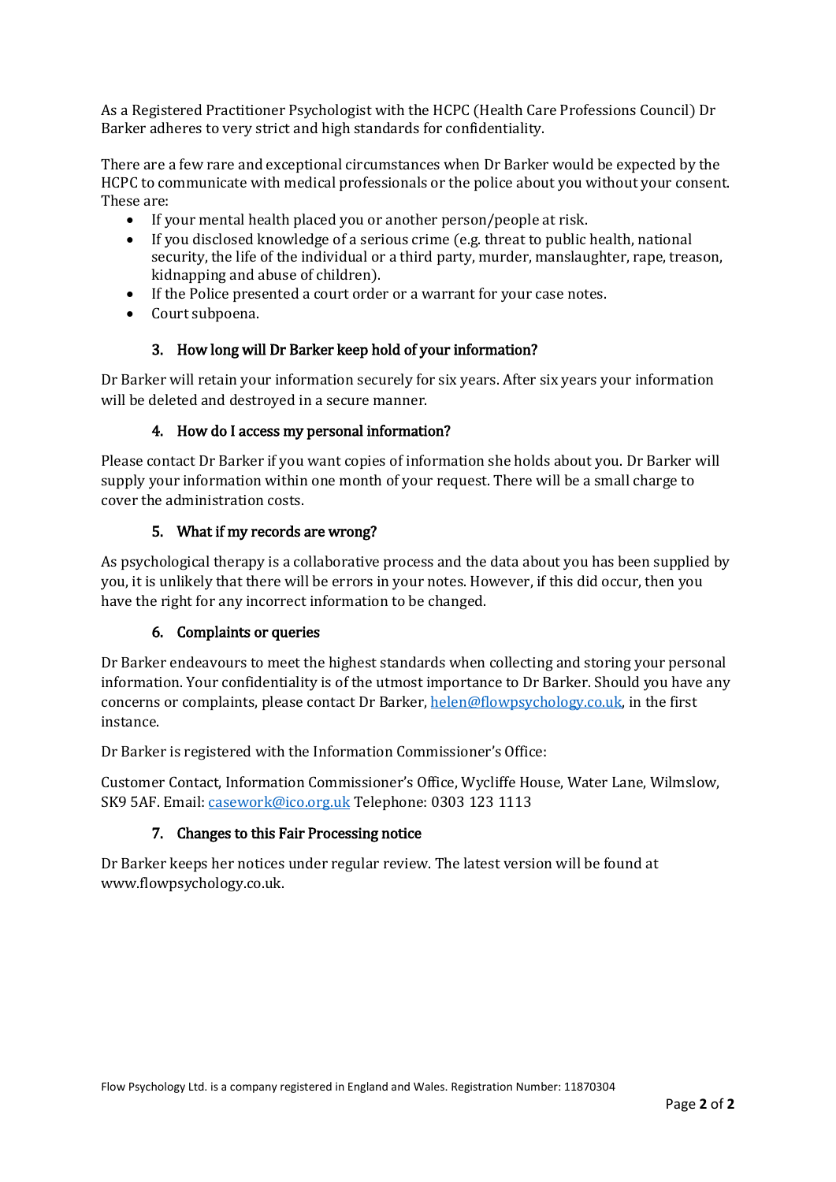As a Registered Practitioner Psychologist with the HCPC (Health Care Professions Council) Dr Barker adheres to very strict and high standards for confidentiality.

There are a few rare and exceptional circumstances when Dr Barker would be expected by the HCPC to communicate with medical professionals or the police about you without your consent. These are:

- If your mental health placed you or another person/people at risk.
- If you disclosed knowledge of a serious crime (e.g. threat to public health, national security, the life of the individual or a third party, murder, manslaughter, rape, treason, kidnapping and abuse of children).
- If the Police presented a court order or a warrant for your case notes.
- Court subpoena.

### 3. How long will Dr Barker keep hold of your information?

Dr Barker will retain your information securely for six years. After six years your information will be deleted and destroyed in a secure manner.

### 4. How do I access my personal information?

Please contact Dr Barker if you want copies of information she holds about you. Dr Barker will supply your information within one month of your request. There will be a small charge to cover the administration costs.

### 5. What if my records are wrong?

As psychological therapy is a collaborative process and the data about you has been supplied by you, it is unlikely that there will be errors in your notes. However, if this did occur, then you have the right for any incorrect information to be changed.

### 6. Complaints or queries

Dr Barker endeavours to meet the highest standards when collecting and storing your personal information. Your confidentiality is of the utmost importance to Dr Barker. Should you have any concerns or complaints, please contact Dr Barker, helen@flowpsychology.co.uk, in the first instance.

Dr Barker is registered with the Information Commissioner's Office:

Customer Contact, Information Commissioner's Office, Wycliffe House, Water Lane, Wilmslow, SK9 5AF. Email: casework@ico.org.uk Telephone: 0303 123 1113

### 7. Changes to this Fair Processing notice

Dr Barker keeps her notices under regular review. The latest version will be found at www.flowpsychology.co.uk.

Flow Psychology Ltd. is a company registered in England and Wales. Registration Number: 11870304